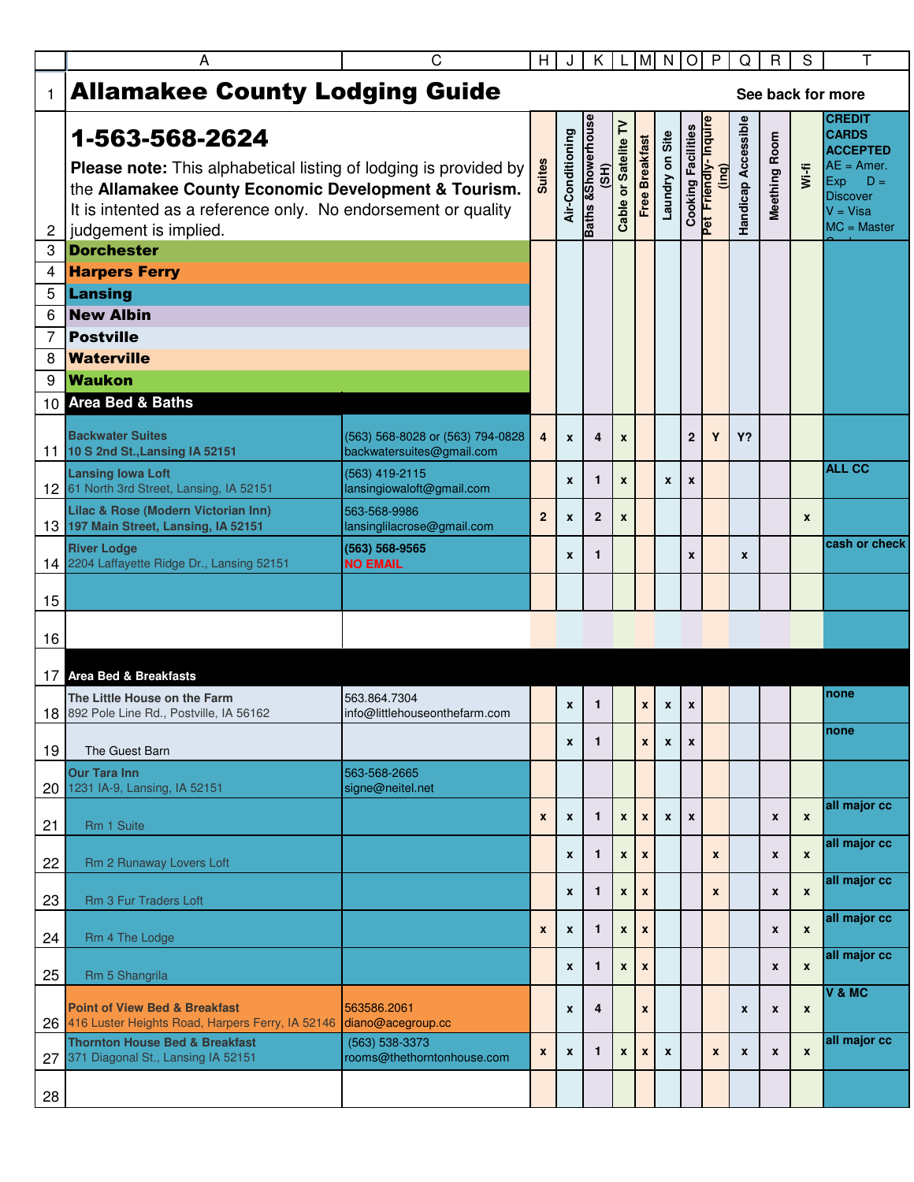# Allamakee County Lodging Guide

See back for more

## 1-563-568-2624

**Please note:** This alphabetical listing of lodging is provided by the **Allamakee County Economic Development & Tourism.** It is intented as a reference only. No endorsement or quality judgement is implied.

- **Dorchester**
- **Harpers Ferry**
- **Lansing**
- **New Albin**
- **Postville**
- **Waterville**
- **Waukon**

| Name / Address | Contact | Suites | Air-Conditioning | Baths &Showerhouse (SH) | Cable or Satelite TV | Free Breakfast | Laundry on Site | Cooking Facilities | Pet Friendly- Inquire (inq) | Handicap Accessible | Meething Room | Wi-fi | CREDIT CARDS ACCEPTED AE = Amer. Exp D = Discover V = Visa MC = Master Card |
|---|---|---|---|---|---|---|---|---|---|---|---|---|---|
| **Area Bed & Baths** | | | | | | | | | | | | | |
| **Backwater Suites** 10 S 2nd St.,Lansing IA 52151 | (563) 568-8028 or (563) 794-0828 backwatersuites@gmail.com | 4 | x | 4 | x | | | 2 | Y | Y? | | | |
| **Lansing Iowa Loft** 61 North 3rd Street, Lansing, IA 52151 | (563) 419-2115 lansingiowaloft@gmail.com | | x | 1 | x | | x | x | | | | | ALL CC |
| **Lilac & Rose (Modern Victorian Inn)** 197 Main Street, Lansing, IA 52151 | 563-568-9986 lansinglilacrose@gmail.com | 2 | x | 2 | x | | | | | | | x | |
| **River Lodge** 2204 Laffayette Ridge Dr., Lansing 52151 | (563) 568-9565 NO EMAIL | | x | 1 | | | | x | | x | | | cash or check |
| **Area Bed & Breakfasts** | | | | | | | | | | | | | |
| **The Little House on the Farm** 892 Pole Line Rd., Postville, IA 56162 | 563.864.7304 info@littlehouseonthefarm.com | | x | 1 | | x | x | x | | | | | none |
| The Guest Barn | | | x | 1 | | x | x | x | | | | | none |
| **Our Tara Inn** 1231 IA-9, Lansing, IA 52151 | 563-568-2665 signe@neitel.net | | | | | | | | | | | | |
| Rm 1 Suite | | x | x | 1 | x | x | x | x | | | x | x | all major cc |
| Rm 2 Runaway Lovers Loft | | | x | 1 | x | x | | | x | | x | x | all major cc |
| Rm 3 Fur Traders Loft | | | x | 1 | x | x | | | x | | x | x | all major cc |
| Rm 4 The Lodge | | x | x | 1 | x | x | | | | | x | x | all major cc |
| Rm 5 Shangrila | | | x | 1 | x | x | | | | | x | x | all major cc |
| **Point of View Bed & Breakfast** 416 Luster Heights Road, Harpers Ferry, IA 52146 | 563586.2061 diano@acegroup.cc | | x | 4 | | x | | | | x | x | x | V & MC |
| **Thornton House Bed & Breakfast** 371 Diagonal St., Lansing IA 52151 | (563) 538-3373 rooms@thethorntonhouse.com | x | x | 1 | x | x | x | | x | x | x | x | all major cc |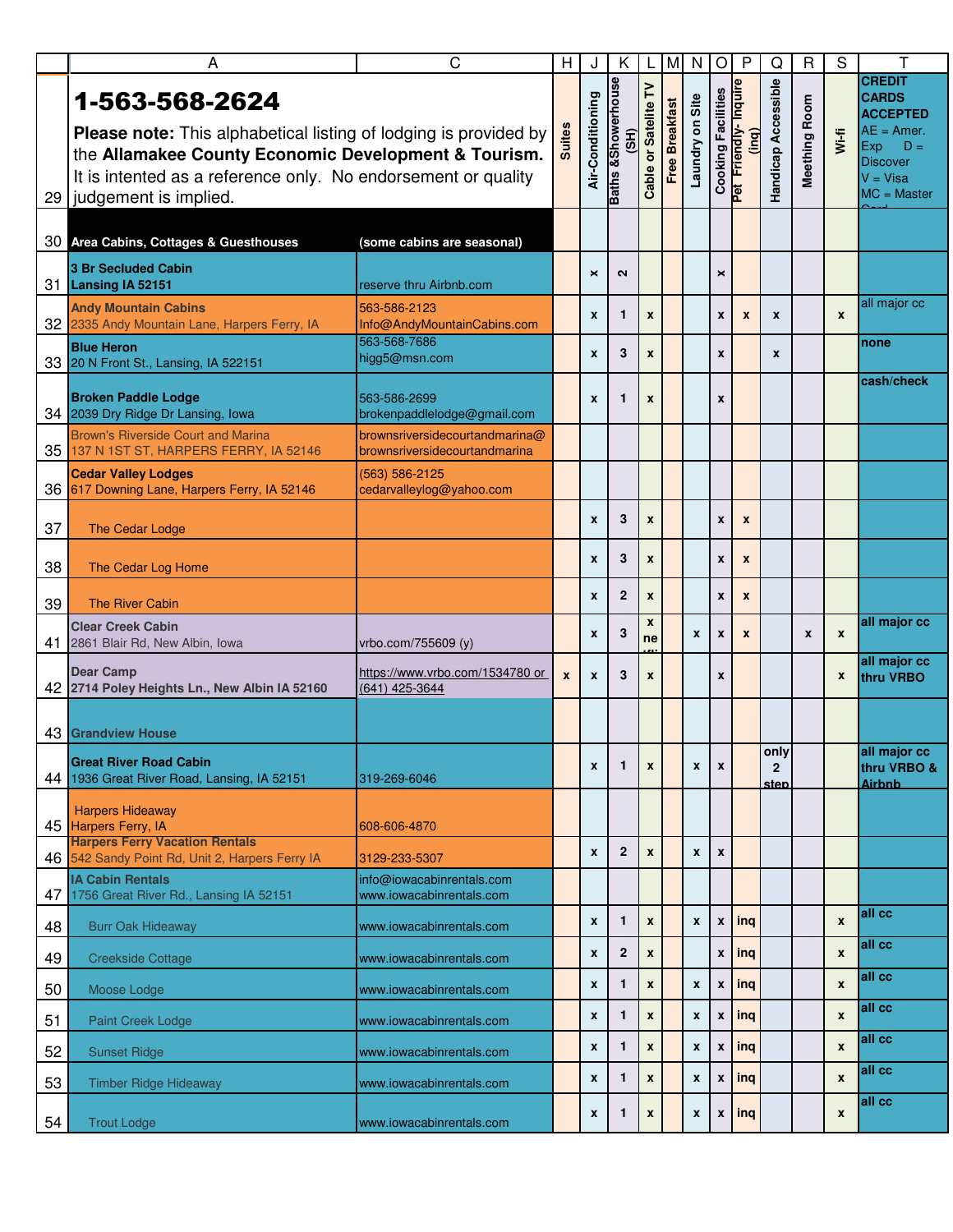# 1-563-568-2624

**Please note:** This alphabetical listing of lodging is provided by the **Allamakee County Economic Development & Tourism.** It is intented as a reference only. No endorsement or quality judgement is implied.

| | A | C | H | J | K | L | M | N | O | P | Q | R | S | T |
|---|---|---|---|---|---|---|---|---|---|---|---|---|---|---|
| 29 | | | Suites | Air-Conditioning | Baths &Showerhouse (SH) | Cable or Satellite TV | Free Breakfast | Laundry on Site | Cooking Facilities | Pet Friendly- Inquire (inq) | Handicap Accessible | Meething Room | Wi-fi | CREDIT CARDS ACCEPTED AE = Amer. Exp D = Discover V = Visa MC = Master Card |
| 30 | **Area Cabins, Cottages & Guesthouses** | **(some cabins are seasonal)** | | | | | | | | | | | | |
| 31 | **3 Br Secluded Cabin** **Lansing IA 52151** | reserve thru Airbnb.com | | x | 2 | | | | x | | | | | |
| 32 | **Andy Mountain Cabins** 2335 Andy Mountain Lane, Harpers Ferry, IA | 563-586-2123 Info@AndyMountainCabins.com | | x | 1 | x | | | x | x | x | | x | all major cc |
| 33 | **Blue Heron** 20 N Front St., Lansing, IA 522151 | 563-568-7686 higg5@msn.com | | x | 3 | x | | | x | | x | | | none |
| 34 | **Broken Paddle Lodge** 2039 Dry Ridge Dr Lansing, Iowa | 563-586-2699 brokenpaddlelodge@gmail.com | | x | 1 | x | | | x | | | | | cash/check |
| 35 | Brown's Riverside Court and Marina 137 N 1ST ST, HARPERS FERRY, IA 52146 | brownsriversidecourtandmarina@ brownsriversidecourtandmarina | | | | | | | | | | | | |
| 36 | **Cedar Valley Lodges** 617 Downing Lane, Harpers Ferry, IA 52146 | (563) 586-2125 cedarvalleylog@yahoo.com | | | | | | | | | | | | |
| 37 | The Cedar Lodge | | | x | 3 | x | | | x | x | | | | |
| 38 | The Cedar Log Home | | | x | 3 | x | | | x | x | | | | |
| 39 | The River Cabin | | | x | 2 | x | | | x | x | | | | |
| 41 | **Clear Creek Cabin** 2861 Blair Rd, New Albin, Iowa | vrbo.com/755609 (y) | | x | 3 | x ne | | x | x | x | | x | x | all major cc |
| 42 | **Dear Camp** **2714 Poley Heights Ln., New Albin IA 52160** | https://www.vrbo.com/1534780 or (641) 425-3644 | x | x | 3 | x | | | x | | | | x | all major cc thru VRBO |
| 43 | **Grandview House** | | | | | | | | | | | | | |
| 44 | **Great River Road Cabin** 1936 Great River Road, Lansing, IA 52151 | 319-269-6046 | | x | 1 | x | | x | x | | only 2 step | | | all major cc thru VRBO & Airbnb |
| 45 | Harpers Hideaway Harpers Ferry, IA | 608-606-4870 | | | | | | | | | | | | |
| 46 | **Harpers Ferry Vacation Rentals** 542 Sandy Point Rd, Unit 2, Harpers Ferry IA | 3129-233-5307 | | x | 2 | x | | x | x | | | | | |
| 47 | **IA Cabin Rentals** 1756 Great River Rd., Lansing IA 52151 | info@iowacabinrentals.com www.iowacabinrentals.com | | | | | | | | | | | | |
| 48 | Burr Oak Hideaway | www.iowacabinrentals.com | | x | 1 | x | | x | x | inq | | | x | all cc |
| 49 | Creekside Cottage | www.iowacabinrentals.com | | x | 2 | x | | | x | inq | | | x | all cc |
| 50 | Moose Lodge | www.iowacabinrentals.com | | x | 1 | x | | x | x | inq | | | x | all cc |
| 51 | Paint Creek Lodge | www.iowacabinrentals.com | | x | 1 | x | | x | x | inq | | | x | all cc |
| 52 | Sunset Ridge | www.iowacabinrentals.com | | x | 1 | x | | x | x | inq | | | x | all cc |
| 53 | Timber Ridge Hideaway | www.iowacabinrentals.com | | x | 1 | x | | x | x | inq | | | x | all cc |
| 54 | Trout Lodge | www.iowacabinrentals.com | | x | 1 | x | | x | x | inq | | | x | all cc |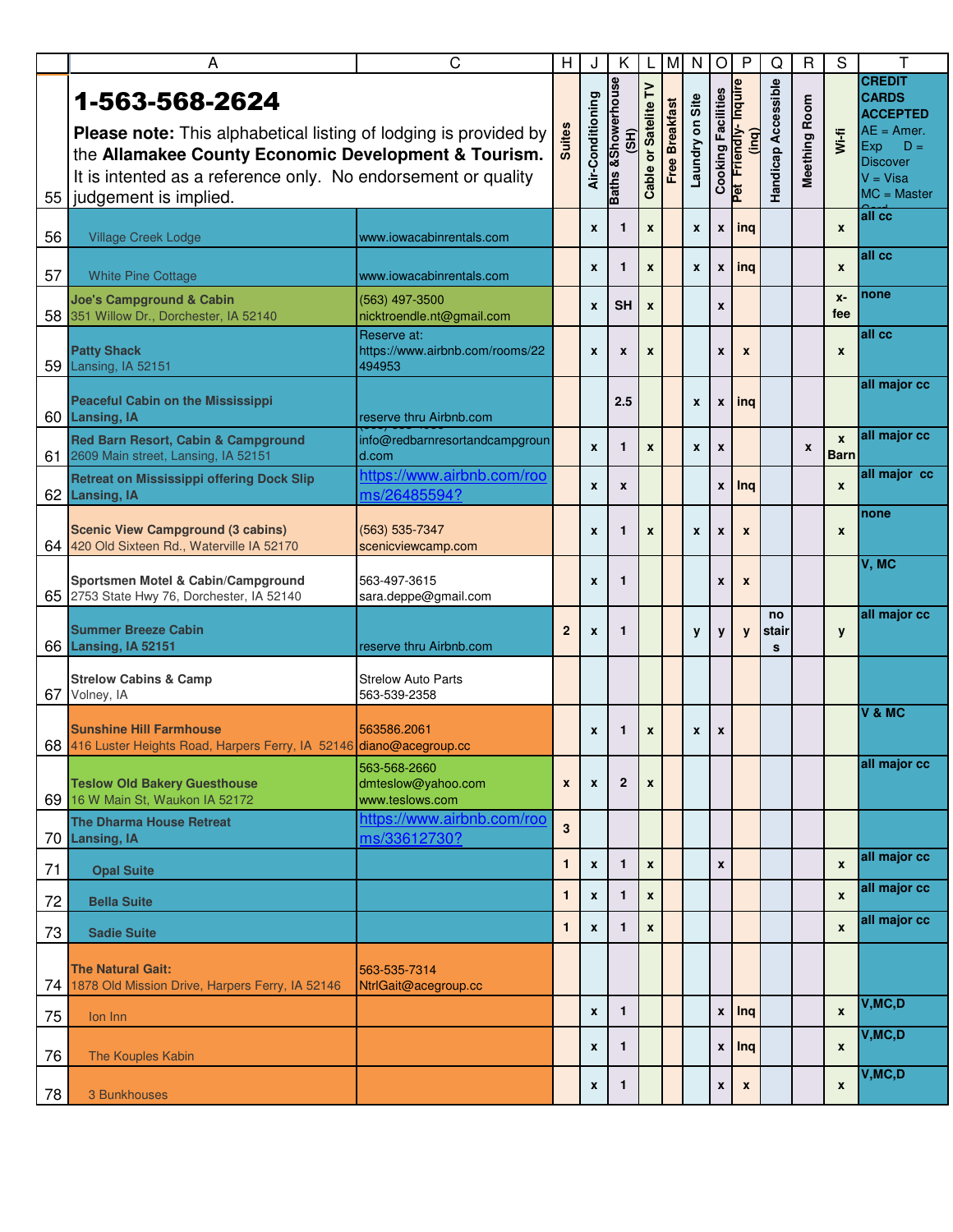| | A | C | H | J | K | L | M | N | O | P | Q | R | S | T |
|---|---|---|---|---|---|---|---|---|---|---|---|---|---|---|
| 55 | **1-563-568-2624** **Please note:** This alphabetical listing of lodging is provided by the **Allamakee County Economic Development & Tourism.** It is intented as a reference only. No endorsement or quality judgement is implied. | | Suites | Air-Conditioning | Baths &Showerhouse (SH) | Cable or Satellite TV | Free Breakfast | Laundry on Site | Cooking Facilities | Pet Friendly- Inquire (inq) | Handicap Accessible | Meething Room | Wi-fi | **CREDIT CARDS ACCEPTED** AE = Amer. Exp D = Discover V = Visa MC = Master Card |
| 56 | Village Creek Lodge | www.iowacabinrentals.com | | x | 1 | x | | x | x | inq | | | x | all cc |
| 57 | White Pine Cottage | www.iowacabinrentals.com | | x | 1 | x | | x | x | inq | | | x | all cc |
| 58 | **Joe's Campground & Cabin** 351 Willow Dr., Dorchester, IA 52140 | (563) 497-3500 nicktroendle.nt@gmail.com | | x | SH | x | | | x | | | | x-fee | none |
| 59 | **Patty Shack** Lansing, IA 52151 | Reserve at: https://www.airbnb.com/rooms/22494953 | | x | x | x | | | x | x | | | x | all cc |
| 60 | **Peaceful Cabin on the Mississippi Lansing, IA** | reserve thru Airbnb.com | | | 2.5 | | | x | x | inq | | | | all major cc |
| 61 | **Red Barn Resort, Cabin & Campground** 2609 Main street, Lansing, IA 52151 | info@redbarnresortandcampground.com | | x | 1 | x | | x | x | | | x | x Barn | all major cc |
| 62 | **Retreat on Mississippi offering Dock Slip Lansing, IA** | https://www.airbnb.com/rooms/26485594? | | x | x | | | | x | Inq | | | x | all major cc |
| 64 | **Scenic View Campground (3 cabins)** 420 Old Sixteen Rd., Waterville IA 52170 | (563) 535-7347 scenicviewcamp.com | | x | 1 | x | | x | x | x | | | x | none |
| 65 | **Sportsmen Motel & Cabin/Campground** 2753 State Hwy 76, Dorchester, IA 52140 | 563-497-3615 sara.deppe@gmail.com | | x | 1 | | | | x | x | | | | V, MC |
| 66 | **Summer Breeze Cabin Lansing, IA 52151** | reserve thru Airbnb.com | 2 | x | 1 | | | y | y | y | no stairs | | y | all major cc |
| 67 | **Strelow Cabins & Camp** Volney, IA | Strelow Auto Parts 563-539-2358 | | | | | | | | | | | | |
| 68 | **Sunshine Hill Farmhouse** 416 Luster Heights Road, Harpers Ferry, IA 52146 | 563586.2061 diano@acegroup.cc | | x | 1 | x | | x | x | | | | | V & MC |
| 69 | **Teslow Old Bakery Guesthouse** 16 W Main St, Waukon IA 52172 | 563-568-2660 dmteslow@yahoo.com www.teslows.com | x | x | 2 | x | | | | | | | | all major cc |
| 70 | **The Dharma House Retreat Lansing, IA** | https://www.airbnb.com/rooms/33612730? | 3 | | | | | | | | | | | |
| 71 | **Opal Suite** | | 1 | x | 1 | x | | | x | | | | x | all major cc |
| 72 | **Bella Suite** | | 1 | x | 1 | x | | | | | | | x | all major cc |
| 73 | **Sadie Suite** | | 1 | x | 1 | x | | | | | | | x | all major cc |
| 74 | **The Natural Gait:** 1878 Old Mission Drive, Harpers Ferry, IA 52146 | 563-535-7314 NtrlGait@acegroup.cc | | | | | | | | | | | | |
| 75 | Ion Inn | | | x | 1 | | | | x | Inq | | | x | V,MC,D |
| 76 | The Kouples Kabin | | | x | 1 | | | | x | Inq | | | x | V,MC,D |
| 78 | 3 Bunkhouses | | | x | 1 | | | | x | x | | | x | V,MC,D |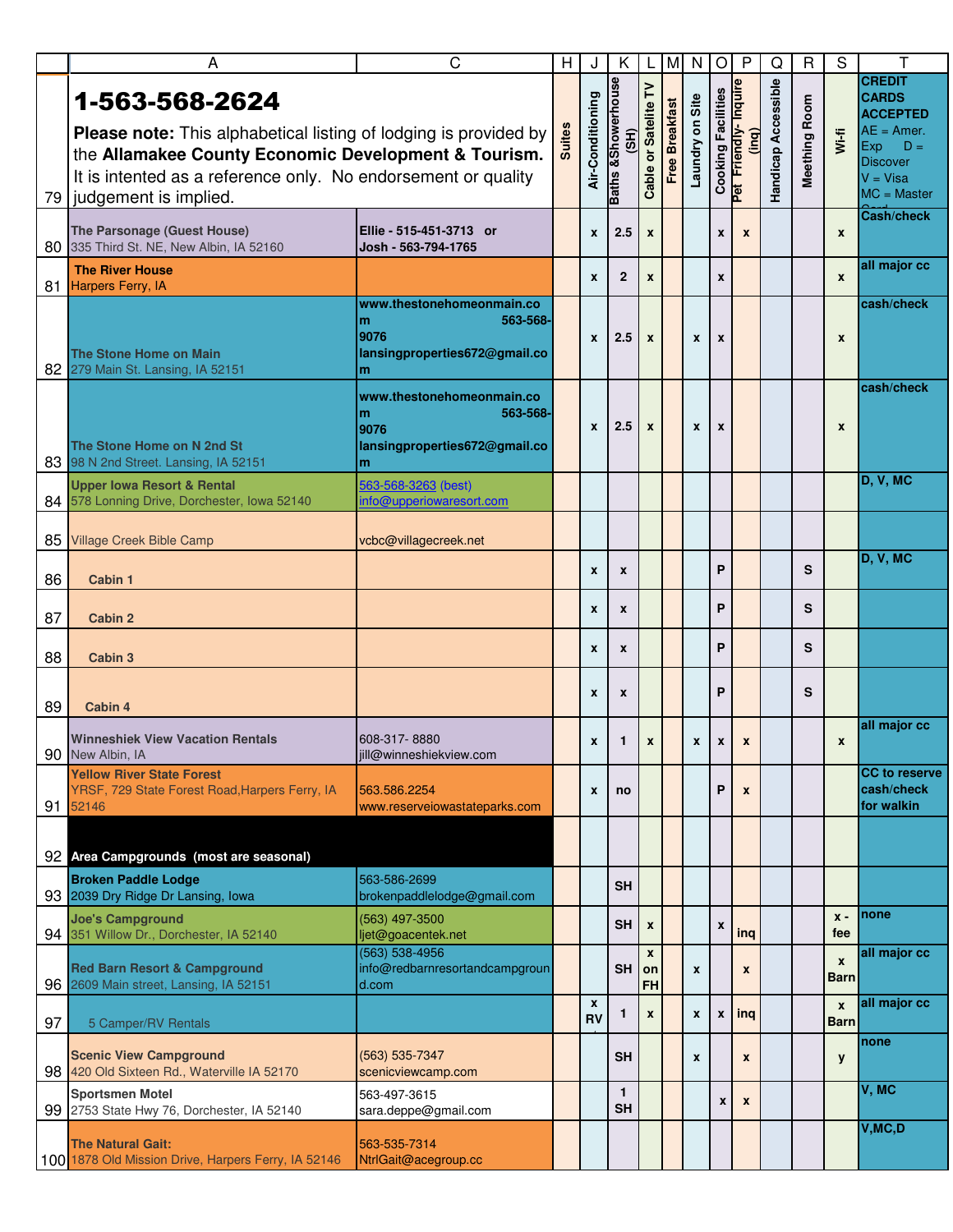| | A | C | H | J | K | L | M | N | O | P | Q | R | S | T |
|---|---|---|---|---|---|---|---|---|---|---|---|---|---|---|
| 79 | **1-563-568-2624** **Please note:** This alphabetical listing of lodging is provided by the **Allamakee County Economic Development & Tourism.** It is intented as a reference only. No endorsement or quality judgement is implied. | | Suites | Air-Conditioning | Baths &Showerhouse (SH) | Cable or Satelite TV | Free Breakfast | Laundry on Site | Cooking Facilities | Pet Friendly- Inquire (inq) | Handicap Accessible | Meething Room | Wi-fi | **CREDIT CARDS ACCEPTED** AE = Amer. Exp D = Discover V = Visa MC = Master Card |
| 80 | **The Parsonage (Guest House)** 335 Third St. NE, New Albin, IA 52160 | **Ellie - 515-451-3713 or Josh - 563-794-1765** | | x | 2.5 | x | | | x | x | | | x | Cash/check |
| 81 | **The River House** Harpers Ferry, IA | | | x | 2 | x | | | x | | | | x | all major cc |
| 82 | **The Stone Home on Main** 279 Main St. Lansing, IA 52151 | www.thestonehomeonmain.com 563-568-9076 lansingproperties672@gmail.com | | x | 2.5 | x | | x | x | | | | x | cash/check |
| 83 | **The Stone Home on N 2nd St** 98 N 2nd Street. Lansing, IA 52151 | www.thestonehomeonmain.com 563-568-9076 lansingproperties672@gmail.com | | x | 2.5 | x | | x | x | | | | x | cash/check |
| 84 | **Upper Iowa Resort & Rental** 578 Lonning Drive, Dorchester, Iowa 52140 | 563-568-3263 (best) info@upperiowaresort.com | | | | | | | | | | | | D, V, MC |
| 85 | Village Creek Bible Camp | vcbc@villagecreek.net | | | | | | | | | | | | |
| 86 | **Cabin 1** | | | x | x | | | | P | | | S | | D, V, MC |
| 87 | **Cabin 2** | | | x | x | | | | P | | | S | | |
| 88 | **Cabin 3** | | | x | x | | | | P | | | S | | |
| 89 | **Cabin 4** | | | x | x | | | | P | | | S | | |
| 90 | **Winneshiek View Vacation Rentals** New Albin, IA | 608-317- 8880 jill@winneshiekview.com | | x | 1 | x | | x | x | x | | | x | all major cc |
| 91 | **Yellow River State Forest** YRSF, 729 State Forest Road,Harpers Ferry, IA 52146 | 563.586.2254 www.reserveiowastateparks.com | | x | no | | | | P | x | | | | CC to reserve cash/check for walkin |
| 92 | **Area Campgrounds (most are seasonal)** | | | | | | | | | | | | | |
| 93 | **Broken Paddle Lodge** 2039 Dry Ridge Dr Lansing, Iowa | 563-586-2699 brokenpaddlelodge@gmail.com | | | SH | | | | | | | | | |
| 94 | **Joe's Campground** 351 Willow Dr., Dorchester, IA 52140 | (563) 497-3500 ljet@goacentek.net | | | SH | x | | | x | inq | | | x - fee | none |
| 96 | **Red Barn Resort & Campground** 2609 Main street, Lansing, IA 52151 | (563) 538-4956 info@redbarnresortandcampground.com | | | SH | x on FH | | x | | x | | | x Barn | all major cc |
| 97 | 5 Camper/RV Rentals | | | x RV | 1 | x | | x | x | inq | | | x Barn | all major cc |
| 98 | **Scenic View Campground** 420 Old Sixteen Rd., Waterville IA 52170 | (563) 535-7347 scenicviewcamp.com | | | SH | | | x | | x | | | y | none |
| 99 | **Sportsmen Motel** 2753 State Hwy 76, Dorchester, IA 52140 | 563-497-3615 sara.deppe@gmail.com | | | 1 SH | | | | x | x | | | | V, MC |
| 100 | **The Natural Gait:** 1878 Old Mission Drive, Harpers Ferry, IA 52146 | 563-535-7314 NtrlGait@acegroup.cc | | | | | | | | | | | | V,MC,D |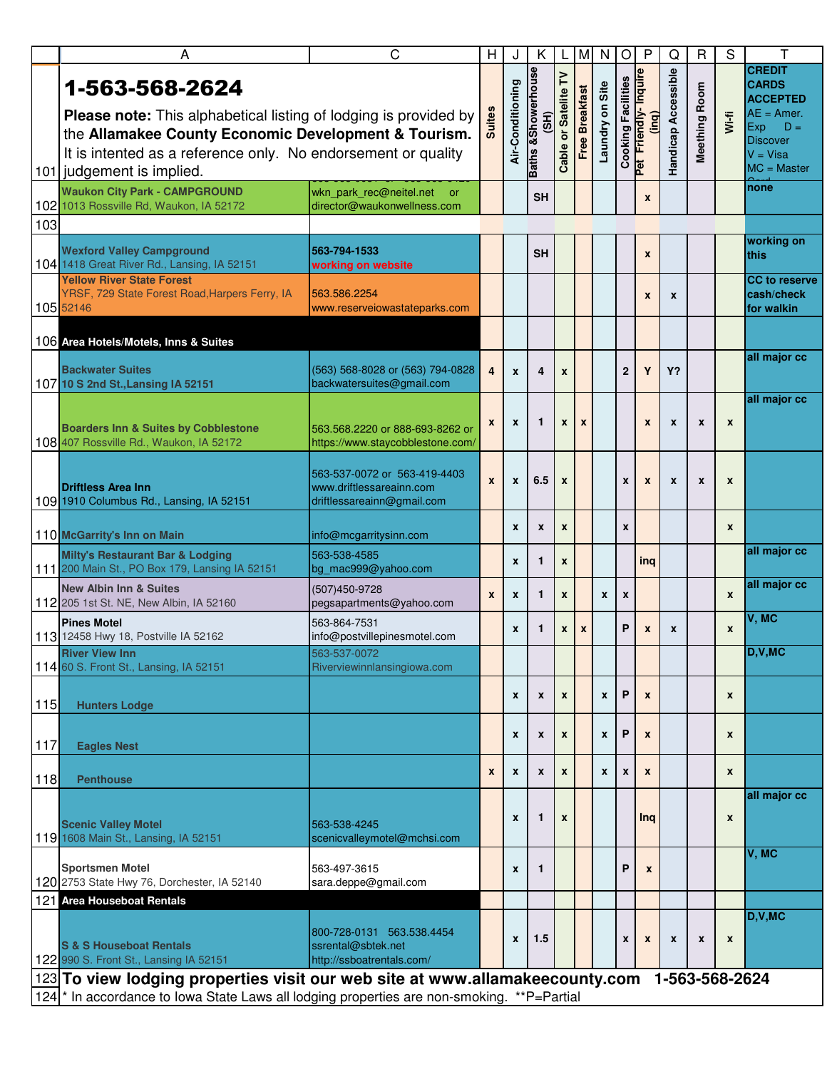| | A | C | H | J | K | L | M | N | O | P | Q | R | S | T |
|---|---|---|---|---|---|---|---|---|---|---|---|---|---|---|
| 101 | **1-563-568-2624** **Please note:** This alphabetical listing of lodging is provided by the **Allamakee County Economic Development & Tourism.** It is intented as a reference only. No endorsement or quality judgement is implied. | | Suites | Air-Conditioning | Baths &Showerhouse (SH) | Cable or Satellite TV | Free Breakfast | Laundry on Site | Cooking Facilities | Pet Friendly- Inquire (inq) | Handicap Accessible | Meething Room | Wi-fi | **CREDIT CARDS ACCEPTED** AE = Amer. Exp D = Discover V = Visa MC = Master Card |
| 102 | **Waukon City Park - CAMPGROUND** 1013 Rossville Rd, Waukon, IA 52172 | wkn_park_rec@neitel.net or director@waukonwellness.com | | | SH | | | | | x | | | | none |
| 103 | | | | | | | | | | | | | | |
| 104 | **Wexford Valley Campground** 1418 Great River Rd., Lansing, IA 52151 | **563-794-1533** **working on website** | | | SH | | | | | x | | | | working on this |
| 105 | **Yellow River State Forest** YRSF, 729 State Forest Road,Harpers Ferry, IA 52146 | 563.586.2254 www.reserveiowastateparks.com | | | | | | | | x | x | | | CC to reserve cash/check for walkin |
| 106 | **Area Hotels/Motels, Inns & Suites** | | | | | | | | | | | | | |
| 107 | **Backwater Suites** 10 S 2nd St.,Lansing IA 52151 | (563) 568-8028 or (563) 794-0828 backwatersuites@gmail.com | 4 | x | 4 | x | | | 2 | Y | Y? | | | all major cc |
| 108 | **Boarders Inn & Suites by Cobblestone** 407 Rossville Rd., Waukon, IA 52172 | 563.568.2220 or 888-693-8262 or https://www.staycobblestone.com/ | x | x | 1 | x | x | | | x | x | x | x | all major cc |
| 109 | **Driftless Area Inn** 1910 Columbus Rd., Lansing, IA 52151 | 563-537-0072 or 563-419-4403 www.driftlessareainn.com driftlessareainn@gmail.com | x | x | 6.5 | x | | | x | x | x | x | x | |
| 110 | **McGarrity's Inn on Main** | info@mcgarritysinn.com | | x | x | x | | | x | | | | x | |
| 111 | **Milty's Restaurant Bar & Lodging** 200 Main St., PO Box 179, Lansing IA 52151 | 563-538-4585 bg_mac999@yahoo.com | | x | 1 | x | | | | inq | | | | all major cc |
| 112 | **New Albin Inn & Suites** 205 1st St. NE, New Albin, IA 52160 | (507)450-9728 pegsapartments@yahoo.com | x | x | 1 | x | | x | x | | | | x | all major cc |
| 113 | **Pines Motel** 12458 Hwy 18, Postville IA 52162 | 563-864-7531 info@postvillepinesmotel.com | | x | 1 | x | x | | P | x | x | | x | V, MC |
| 114 | **River View Inn** 60 S. Front St., Lansing, IA 52151 | 563-537-0072 Riverviewinnlansingiowa.com | | | | | | | | | | | | D,V,MC |
| 115 | **Hunters Lodge** | | | x | x | x | | x | P | x | | | x | |
| 117 | **Eagles Nest** | | | x | x | x | | x | P | x | | | x | |
| 118 | **Penthouse** | | x | x | x | x | | x | x | x | | | x | |
| 119 | **Scenic Valley Motel** 1608 Main St., Lansing, IA 52151 | 563-538-4245 scenicvalleymotel@mchsi.com | | x | 1 | x | | | | Inq | | | x | all major cc |
| 120 | **Sportsmen Motel** 2753 State Hwy 76, Dorchester, IA 52140 | 563-497-3615 sara.deppe@gmail.com | | x | 1 | | | | P | x | | | | V, MC |
| 121 | **Area Houseboat Rentals** | | | | | | | | | | | | | |
| 122 | **S & S Houseboat Rentals** 990 S. Front St., Lansing IA 52151 | 800-728-0131 563.538.4454 ssrental@sbtek.net http://ssboatrentals.com/ | | x | 1.5 | | | | x | x | x | x | x | D,V,MC |
| 123 | **To view lodging properties visit our web site at www.allamakeecounty.com 1-563-568-2624** | | | | | | | | | | | | | |
| 124 | * In accordance to Iowa State Laws all lodging properties are non-smoking. **P=Partial | | | | | | | | | | | | | |